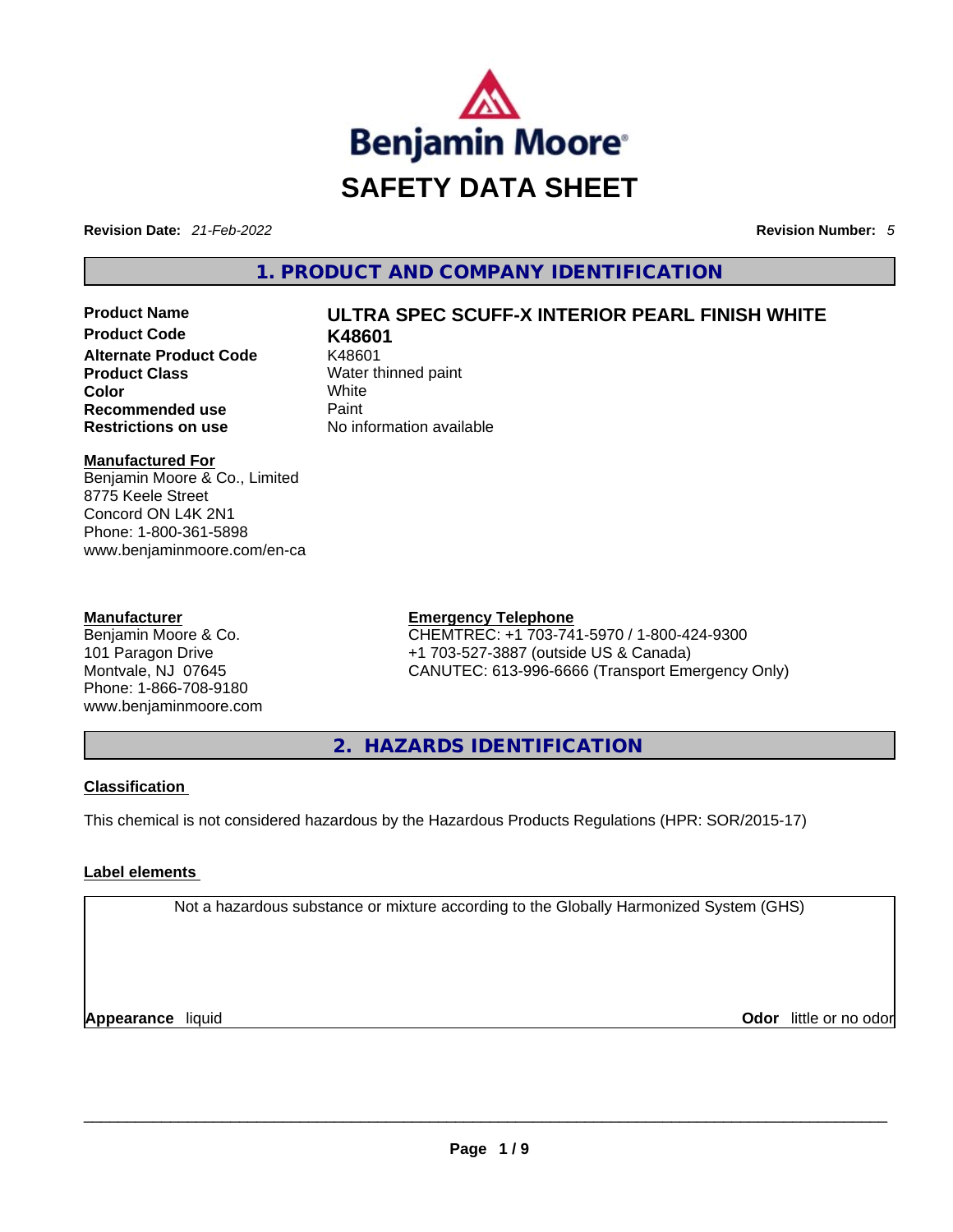# SAFETY DATA SHEET

**Revision Date:** *21-Feb-2022*

**Revision Number:** *5*

## 1. PRODUCT AND COMPANY IDENTIFICATION

| | |
|---|---|
| **Product Name** | **ULTRA SPEC SCUFF-X INTERIOR PEARL FINISH WHITE** |
| **Product Code** | **K48601** |
| **Alternate Product Code** | K48601 |
| **Product Class** | Water thinned paint |
| **Color** | White |
| **Recommended use** | Paint |
| **Restrictions on use** | No information available |

**Manufactured For**
Benjamin Moore & Co., Limited
8775 Keele Street
Concord ON L4K 2N1
Phone: 1-800-361-5898
www.benjaminmoore.com/en-ca

**Manufacturer**
Benjamin Moore & Co.
101 Paragon Drive
Montvale, NJ 07645
Phone: 1-866-708-9180
www.benjaminmoore.com

**Emergency Telephone**
CHEMTREC: +1 703-741-5970 / 1-800-424-9300
+1 703-527-3887 (outside US & Canada)
CANUTEC: 613-996-6666 (Transport Emergency Only)

## 2. HAZARDS IDENTIFICATION

**Classification**

This chemical is not considered hazardous by the Hazardous Products Regulations (HPR: SOR/2015-17)

**Label elements**

Not a hazardous substance or mixture according to the Globally Harmonized System (GHS)

**Appearance** liquid

**Odor** little or no odor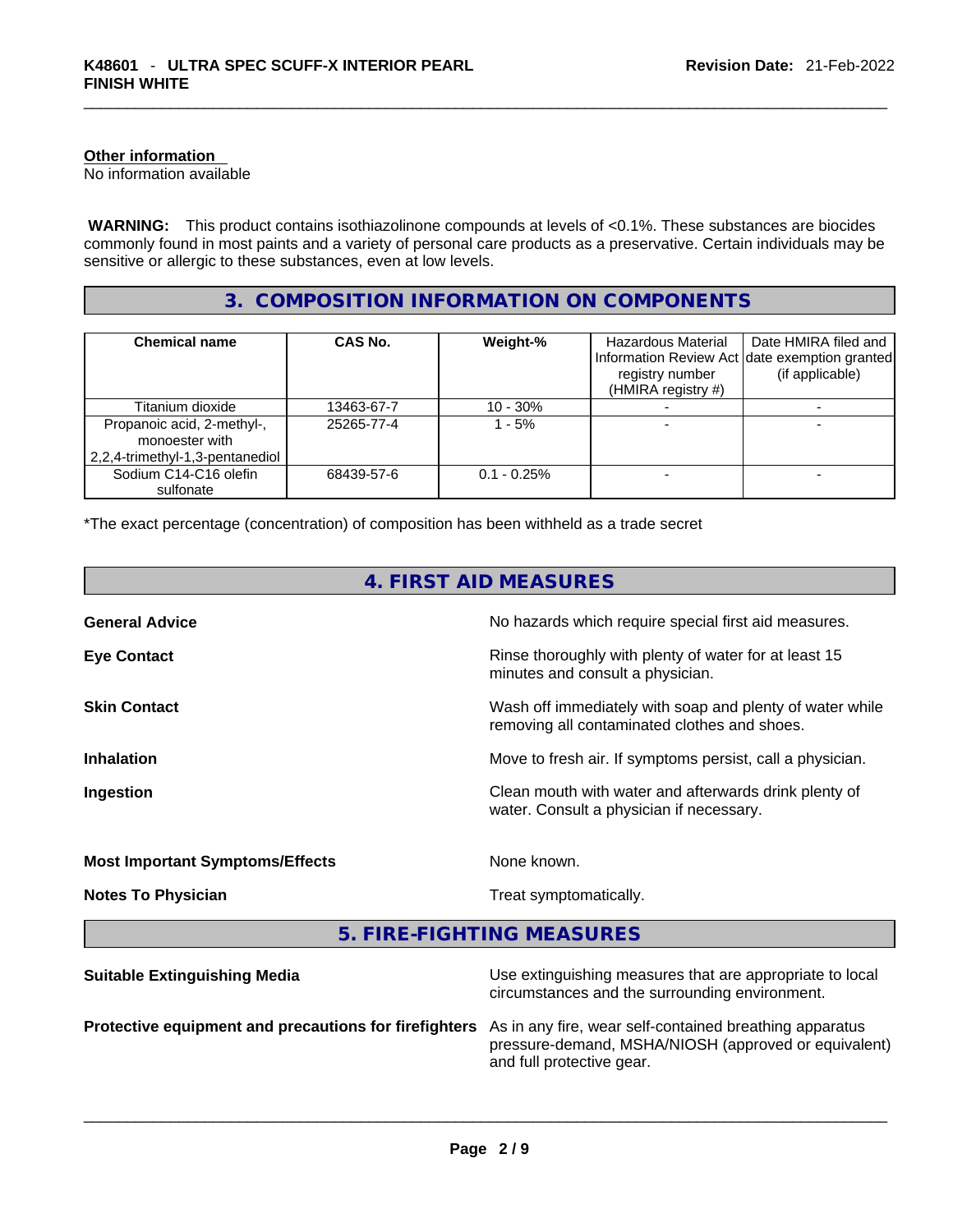**Other information**
No information available

**WARNING:** This product contains isothiazolinone compounds at levels of <0.1%. These substances are biocides commonly found in most paints and a variety of personal care products as a preservative. Certain individuals may be sensitive or allergic to these substances, even at low levels.

## 3. COMPOSITION INFORMATION ON COMPONENTS

| Chemical name | CAS No. | Weight-% | Hazardous Material Information Review Act registry number (HMIRA registry #) | Date HMIRA filed and date exemption granted (if applicable) |
|---|---|---|---|---|
| Titanium dioxide | 13463-67-7 | 10 - 30% | - | - |
| Propanoic acid, 2-methyl-, monoester with 2,2,4-trimethyl-1,3-pentanediol | 25265-77-4 | 1 - 5% | - | - |
| Sodium C14-C16 olefin sulfonate | 68439-57-6 | 0.1 - 0.25% | - | - |

*The exact percentage (concentration) of composition has been withheld as a trade secret

## 4. FIRST AID MEASURES

**General Advice** No hazards which require special first aid measures.

**Eye Contact** Rinse thoroughly with plenty of water for at least 15 minutes and consult a physician.

**Skin Contact** Wash off immediately with soap and plenty of water while removing all contaminated clothes and shoes.

**Inhalation** Move to fresh air. If symptoms persist, call a physician.

**Ingestion** Clean mouth with water and afterwards drink plenty of water. Consult a physician if necessary.

**Most Important Symptoms/Effects** None known.

**Notes To Physician** Treat symptomatically.

## 5. FIRE-FIGHTING MEASURES

**Suitable Extinguishing Media** Use extinguishing measures that are appropriate to local circumstances and the surrounding environment.

**Protective equipment and precautions for firefighters** As in any fire, wear self-contained breathing apparatus pressure-demand, MSHA/NIOSH (approved or equivalent) and full protective gear.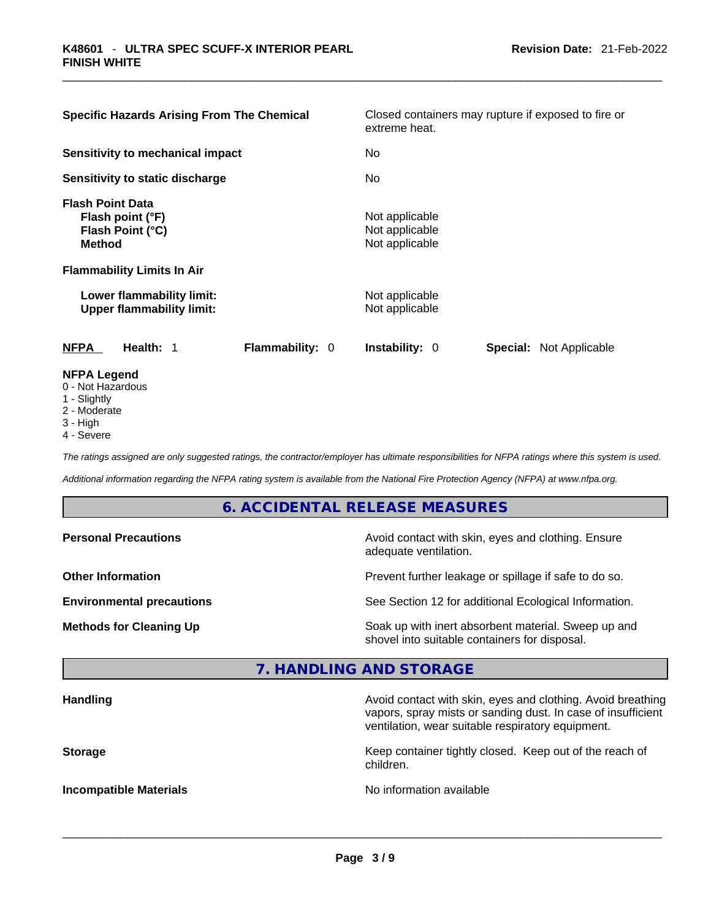| | |
|---|---|
| **Specific Hazards Arising From The Chemical** | Closed containers may rupture if exposed to fire or extreme heat. |
| **Sensitivity to mechanical impact** | No |
| **Sensitivity to static discharge** | No |

**Flash Point Data**

| | |
|---|---|
| **Flash point (°F)** | Not applicable |
| **Flash Point (°C)** | Not applicable |
| **Method** | Not applicable |

**Flammability Limits In Air**

| | |
|---|---|
| **Lower flammability limit:** | Not applicable |
| **Upper flammability limit:** | Not applicable |

**NFPA** **Health:** 1 **Flammability:** 0 **Instability:** 0 **Special:** Not Applicable

**NFPA Legend**

- 0 - Not Hazardous
- 1 - Slightly
- 2 - Moderate
- 3 - High
- 4 - Severe

*The ratings assigned are only suggested ratings, the contractor/employer has ultimate responsibilities for NFPA ratings where this system is used.*

*Additional information regarding the NFPA rating system is available from the National Fire Protection Agency (NFPA) at www.nfpa.org.*

## 6. ACCIDENTAL RELEASE MEASURES

| | |
|---|---|
| **Personal Precautions** | Avoid contact with skin, eyes and clothing. Ensure adequate ventilation. |
| **Other Information** | Prevent further leakage or spillage if safe to do so. |
| **Environmental precautions** | See Section 12 for additional Ecological Information. |
| **Methods for Cleaning Up** | Soak up with inert absorbent material. Sweep up and shovel into suitable containers for disposal. |

## 7. HANDLING AND STORAGE

| | |
|---|---|
| **Handling** | Avoid contact with skin, eyes and clothing. Avoid breathing vapors, spray mists or sanding dust. In case of insufficient ventilation, wear suitable respiratory equipment. |
| **Storage** | Keep container tightly closed. Keep out of the reach of children. |
| **Incompatible Materials** | No information available |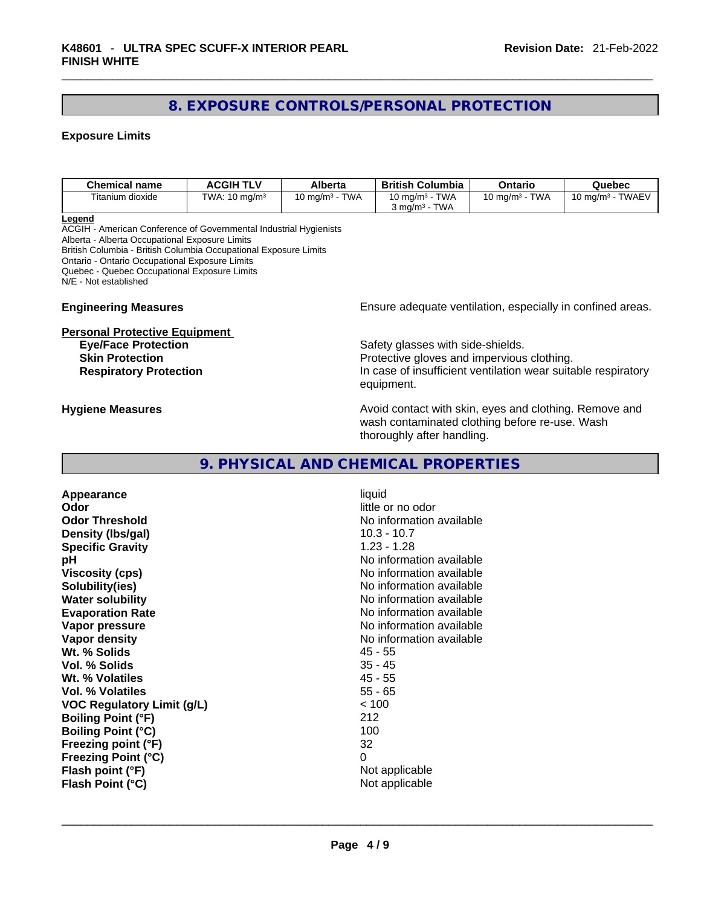## 8. EXPOSURE CONTROLS/PERSONAL PROTECTION

### Exposure Limits

| Chemical name | ACGIH TLV | Alberta | British Columbia | Ontario | Quebec |
|---|---|---|---|---|---|
| Titanium dioxide | TWA: 10 mg/m³ | 10 mg/m³ - TWA | 10 mg/m³ - TWA<br>3 mg/m³ - TWA | 10 mg/m³ - TWA | 10 mg/m³ - TWAEV |

**Legend**
ACGIH - American Conference of Governmental Industrial Hygienists
Alberta - Alberta Occupational Exposure Limits
British Columbia - British Columbia Occupational Exposure Limits
Ontario - Ontario Occupational Exposure Limits
Quebec - Quebec Occupational Exposure Limits
N/E - Not established

**Engineering Measures** Ensure adequate ventilation, especially in confined areas.

**Personal Protective Equipment**

**Eye/Face Protection** Safety glasses with side-shields.
**Skin Protection** Protective gloves and impervious clothing.
**Respiratory Protection** In case of insufficient ventilation wear suitable respiratory equipment.

**Hygiene Measures** Avoid contact with skin, eyes and clothing. Remove and wash contaminated clothing before re-use. Wash thoroughly after handling.

## 9. PHYSICAL AND CHEMICAL PROPERTIES

| | |
|---|---|
| **Appearance** | liquid |
| **Odor** | little or no odor |
| **Odor Threshold** | No information available |
| **Density (lbs/gal)** | 10.3 - 10.7 |
| **Specific Gravity** | 1.23 - 1.28 |
| **pH** | No information available |
| **Viscosity (cps)** | No information available |
| **Solubility(ies)** | No information available |
| **Water solubility** | No information available |
| **Evaporation Rate** | No information available |
| **Vapor pressure** | No information available |
| **Vapor density** | No information available |
| **Wt. % Solids** | 45 - 55 |
| **Vol. % Solids** | 35 - 45 |
| **Wt. % Volatiles** | 45 - 55 |
| **Vol. % Volatiles** | 55 - 65 |
| **VOC Regulatory Limit (g/L)** | < 100 |
| **Boiling Point (°F)** | 212 |
| **Boiling Point (°C)** | 100 |
| **Freezing point (°F)** | 32 |
| **Freezing Point (°C)** | 0 |
| **Flash point (°F)** | Not applicable |
| **Flash Point (°C)** | Not applicable |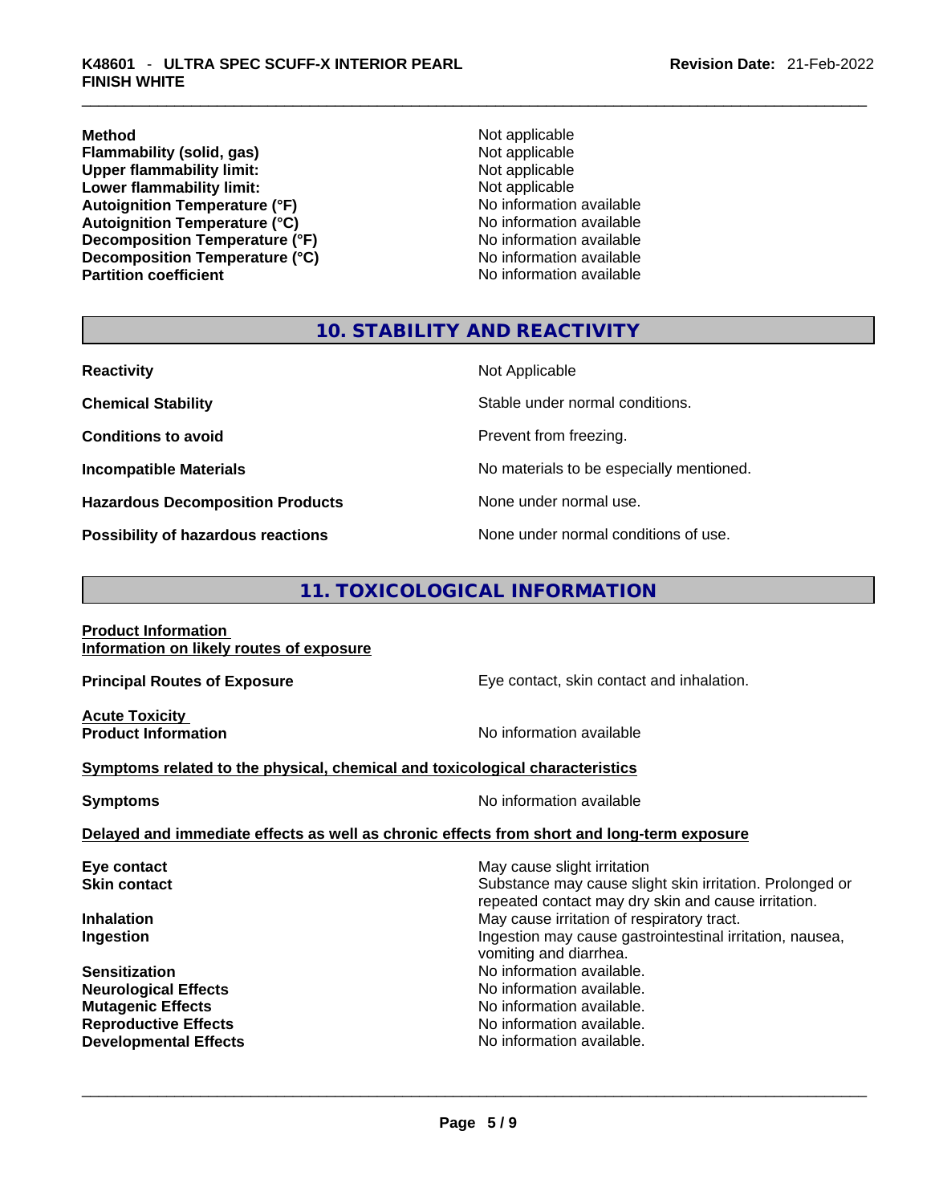| | |
|---|---|
| **Method** | Not applicable |
| **Flammability (solid, gas)** | Not applicable |
| **Upper flammability limit:** | Not applicable |
| **Lower flammability limit:** | Not applicable |
| **Autoignition Temperature (°F)** | No information available |
| **Autoignition Temperature (°C)** | No information available |
| **Decomposition Temperature (°F)** | No information available |
| **Decomposition Temperature (°C)** | No information available |
| **Partition coefficient** | No information available |

## 10. STABILITY AND REACTIVITY

| | |
|---|---|
| **Reactivity** | Not Applicable |
| **Chemical Stability** | Stable under normal conditions. |
| **Conditions to avoid** | Prevent from freezing. |
| **Incompatible Materials** | No materials to be especially mentioned. |
| **Hazardous Decomposition Products** | None under normal use. |
| **Possibility of hazardous reactions** | None under normal conditions of use. |

## 11. TOXICOLOGICAL INFORMATION

**Product Information**
**Information on likely routes of exposure**

**Principal Routes of Exposure** — Eye contact, skin contact and inhalation.

**Acute Toxicity**
**Product Information** — No information available

**Symptoms related to the physical, chemical and toxicological characteristics**

**Symptoms** — No information available

**Delayed and immediate effects as well as chronic effects from short and long-term exposure**

| | |
|---|---|
| **Eye contact** | May cause slight irritation |
| **Skin contact** | Substance may cause slight skin irritation. Prolonged or repeated contact may dry skin and cause irritation. |
| **Inhalation** | May cause irritation of respiratory tract. |
| **Ingestion** | Ingestion may cause gastrointestinal irritation, nausea, vomiting and diarrhea. |
| **Sensitization** | No information available. |
| **Neurological Effects** | No information available. |
| **Mutagenic Effects** | No information available. |
| **Reproductive Effects** | No information available. |
| **Developmental Effects** | No information available. |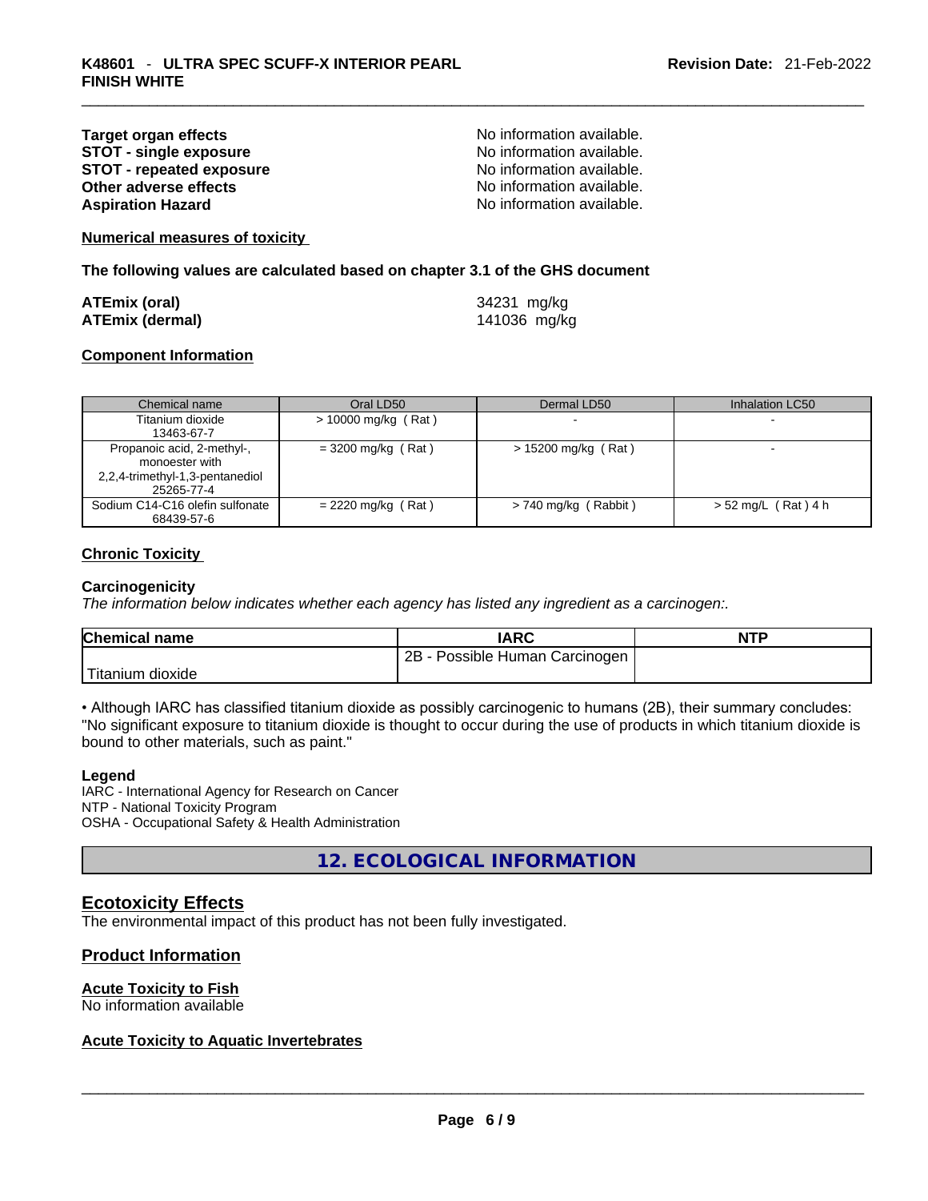| | |
|---|---|
| **Target organ effects** | No information available. |
| **STOT - single exposure** | No information available. |
| **STOT - repeated exposure** | No information available. |
| **Other adverse effects** | No information available. |
| **Aspiration Hazard** | No information available. |

**Numerical measures of toxicity**

**The following values are calculated based on chapter 3.1 of the GHS document**

| | |
|---|---|
| **ATEmix (oral)** | 34231 mg/kg |
| **ATEmix (dermal)** | 141036 mg/kg |

**Component Information**

| Chemical name | Oral LD50 | Dermal LD50 | Inhalation LC50 |
|---|---|---|---|
| Titanium dioxide 13463-67-7 | > 10000 mg/kg ( Rat ) | - | - |
| Propanoic acid, 2-methyl-, monoester with 2,2,4-trimethyl-1,3-pentanediol 25265-77-4 | = 3200 mg/kg ( Rat ) | > 15200 mg/kg ( Rat ) | - |
| Sodium C14-C16 olefin sulfonate 68439-57-6 | = 2220 mg/kg ( Rat ) | > 740 mg/kg ( Rabbit ) | > 52 mg/L ( Rat ) 4 h |

**Chronic Toxicity**

**Carcinogenicity**

*The information below indicates whether each agency has listed any ingredient as a carcinogen:.*

| Chemical name | IARC | NTP |
|---|---|---|
| Titanium dioxide | 2B - Possible Human Carcinogen | |

• Although IARC has classified titanium dioxide as possibly carcinogenic to humans (2B), their summary concludes: "No significant exposure to titanium dioxide is thought to occur during the use of products in which titanium dioxide is bound to other materials, such as paint."

**Legend**

IARC - International Agency for Research on Cancer
NTP - National Toxicity Program
OSHA - Occupational Safety & Health Administration

## 12. ECOLOGICAL INFORMATION

## Ecotoxicity Effects

The environmental impact of this product has not been fully investigated.

## Product Information

### Acute Toxicity to Fish

No information available

### Acute Toxicity to Aquatic Invertebrates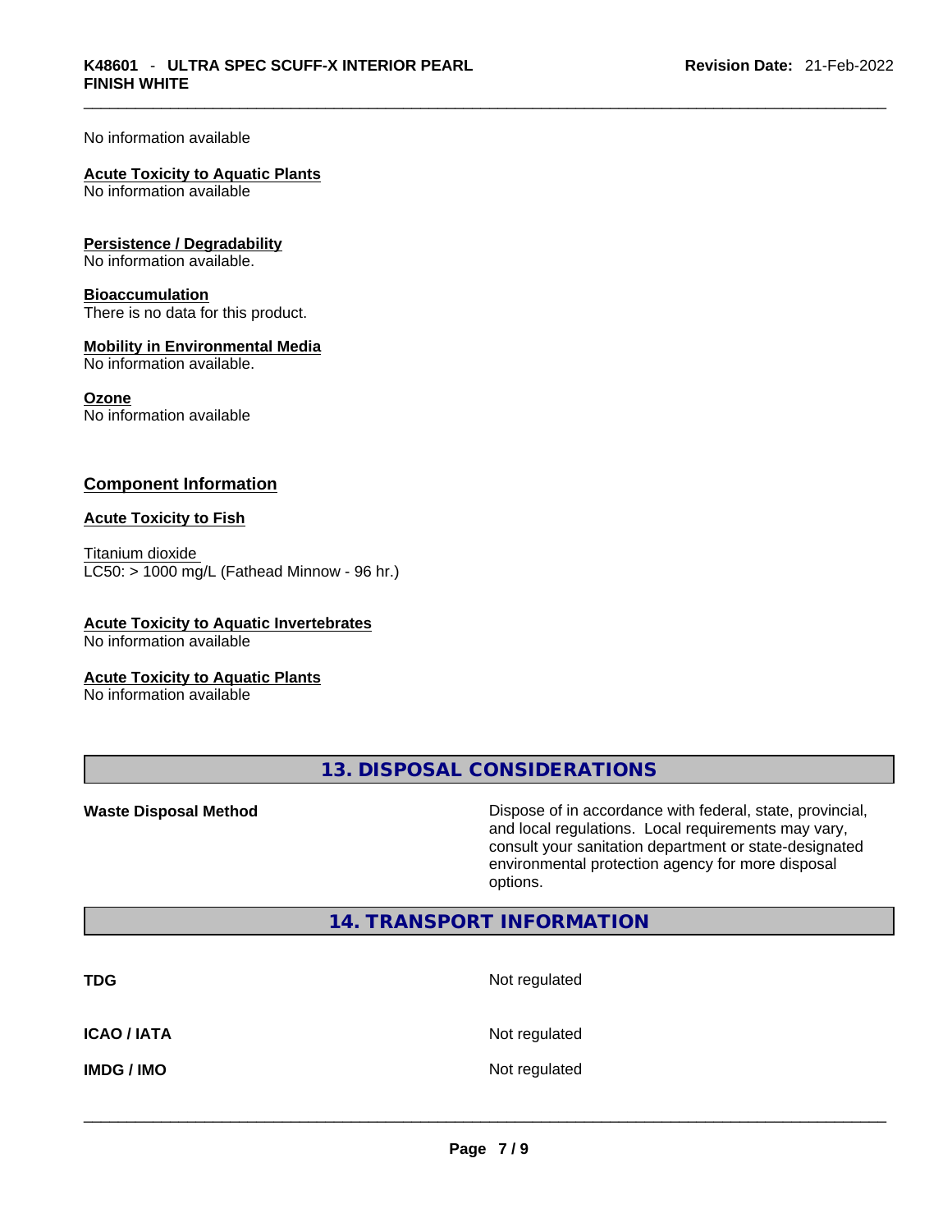No information available

**Acute Toxicity to Aquatic Plants**
No information available

**Persistence / Degradability**
No information available.

**Bioaccumulation**
There is no data for this product.

**Mobility in Environmental Media**
No information available.

**Ozone**
No information available

## Component Information

**Acute Toxicity to Fish**

Titanium dioxide
LC50: > 1000 mg/L (Fathead Minnow - 96 hr.)

**Acute Toxicity to Aquatic Invertebrates**
No information available

**Acute Toxicity to Aquatic Plants**
No information available

## 13. DISPOSAL CONSIDERATIONS

| | |
|---|---|
| **Waste Disposal Method** | Dispose of in accordance with federal, state, provincial, and local regulations. Local requirements may vary, consult your sanitation department or state-designated environmental protection agency for more disposal options. |

## 14. TRANSPORT INFORMATION

| | |
|---|---|
| **TDG** | Not regulated |
| **ICAO / IATA** | Not regulated |
| **IMDG / IMO** | Not regulated |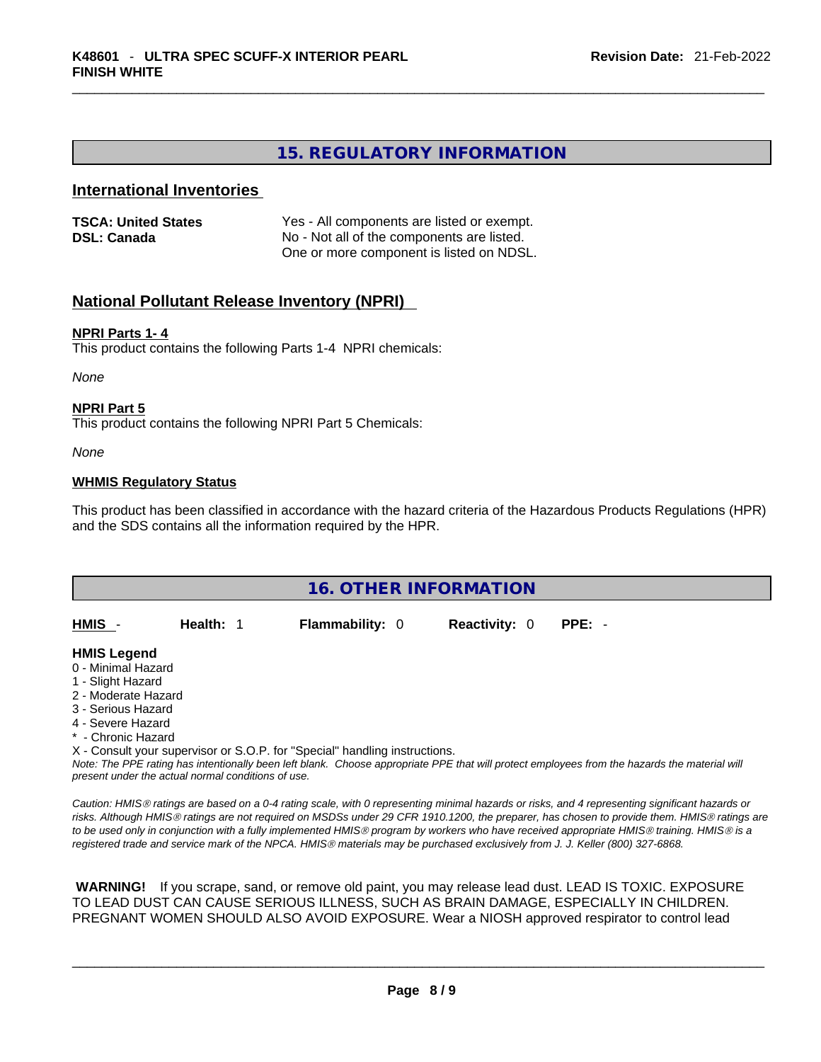## 15. REGULATORY INFORMATION

### International Inventories

| | |
|---|---|
| **TSCA: United States** | Yes - All components are listed or exempt. |
| **DSL: Canada** | No - Not all of the components are listed. One or more component is listed on NDSL. |

### National Pollutant Release Inventory (NPRI)

**NPRI Parts 1- 4**
This product contains the following Parts 1-4 NPRI chemicals:

*None*

**NPRI Part 5**
This product contains the following NPRI Part 5 Chemicals:

*None*

**WHMIS Regulatory Status**

This product has been classified in accordance with the hazard criteria of the Hazardous Products Regulations (HPR) and the SDS contains all the information required by the HPR.

## 16. OTHER INFORMATION

| **HMIS** - | **Health:** 1 | **Flammability:** 0 | **Reactivity:** 0 | **PPE:** - |
|---|---|---|---|---|

**HMIS Legend**
0 - Minimal Hazard
1 - Slight Hazard
2 - Moderate Hazard
3 - Serious Hazard
4 - Severe Hazard
* - Chronic Hazard
X - Consult your supervisor or S.O.P. for "Special" handling instructions.
*Note: The PPE rating has intentionally been left blank. Choose appropriate PPE that will protect employees from the hazards the material will present under the actual normal conditions of use.*

*Caution: HMIS® ratings are based on a 0-4 rating scale, with 0 representing minimal hazards or risks, and 4 representing significant hazards or risks. Although HMIS® ratings are not required on MSDSs under 29 CFR 1910.1200, the preparer, has chosen to provide them. HMIS® ratings are to be used only in conjunction with a fully implemented HMIS® program by workers who have received appropriate HMIS® training. HMIS® is a registered trade and service mark of the NPCA. HMIS® materials may be purchased exclusively from J. J. Keller (800) 327-6868.*

**WARNING!** If you scrape, sand, or remove old paint, you may release lead dust. LEAD IS TOXIC. EXPOSURE TO LEAD DUST CAN CAUSE SERIOUS ILLNESS, SUCH AS BRAIN DAMAGE, ESPECIALLY IN CHILDREN. PREGNANT WOMEN SHOULD ALSO AVOID EXPOSURE. Wear a NIOSH approved respirator to control lead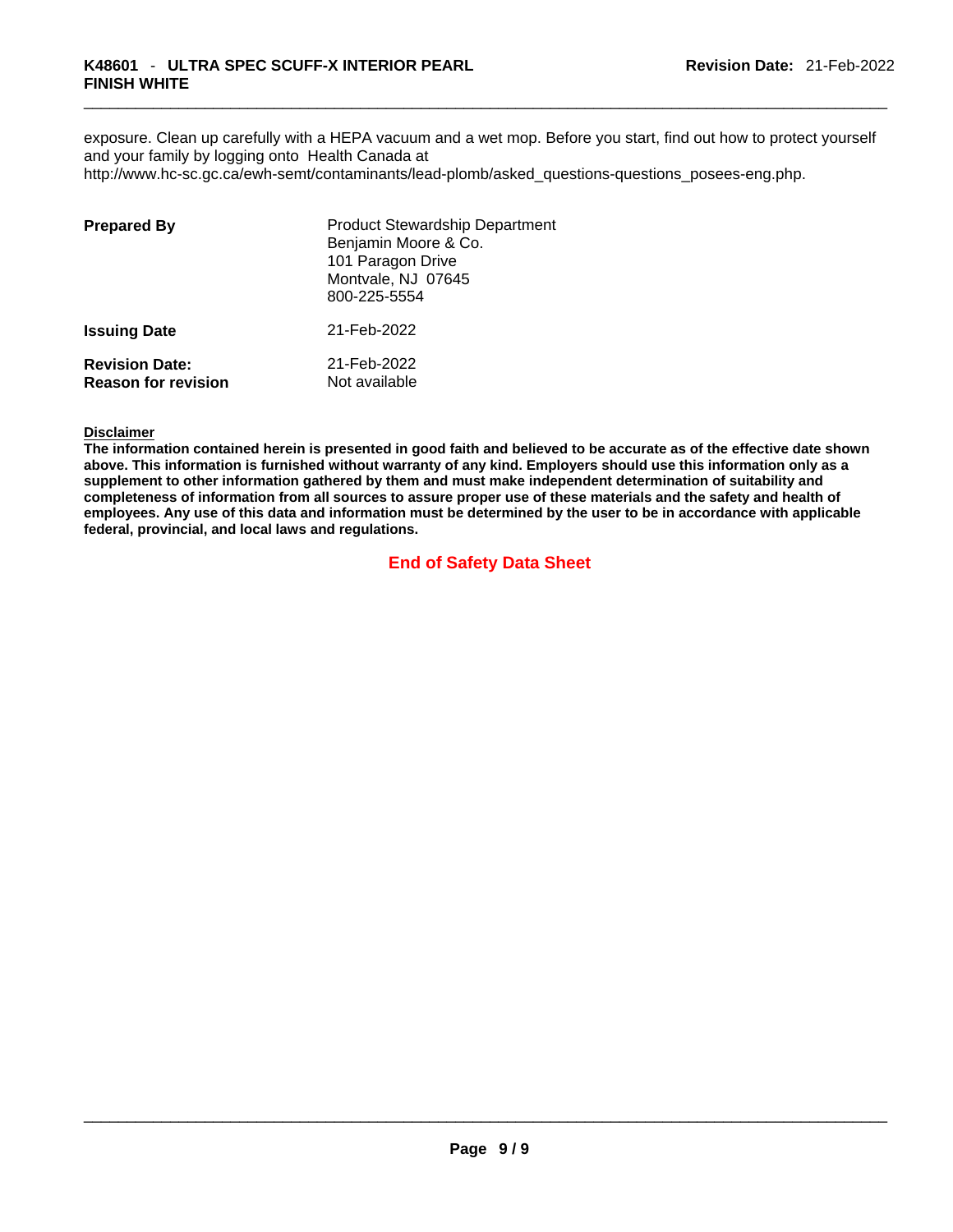exposure. Clean up carefully with a HEPA vacuum and a wet mop. Before you start, find out how to protect yourself and your family by logging onto Health Canada at http://www.hc-sc.gc.ca/ewh-semt/contaminants/lead-plomb/asked_questions-questions_posees-eng.php.

| | |
|---|---|
| **Prepared By** | Product Stewardship Department<br>Benjamin Moore & Co.<br>101 Paragon Drive<br>Montvale, NJ 07645<br>800-225-5554 |
| **Issuing Date** | 21-Feb-2022 |
| **Revision Date:** | 21-Feb-2022 |
| **Reason for revision** | Not available |

**Disclaimer**

**The information contained herein is presented in good faith and believed to be accurate as of the effective date shown above. This information is furnished without warranty of any kind. Employers should use this information only as a supplement to other information gathered by them and must make independent determination of suitability and completeness of information from all sources to assure proper use of these materials and the safety and health of employees. Any use of this data and information must be determined by the user to be in accordance with applicable federal, provincial, and local laws and regulations.**

**End of Safety Data Sheet**